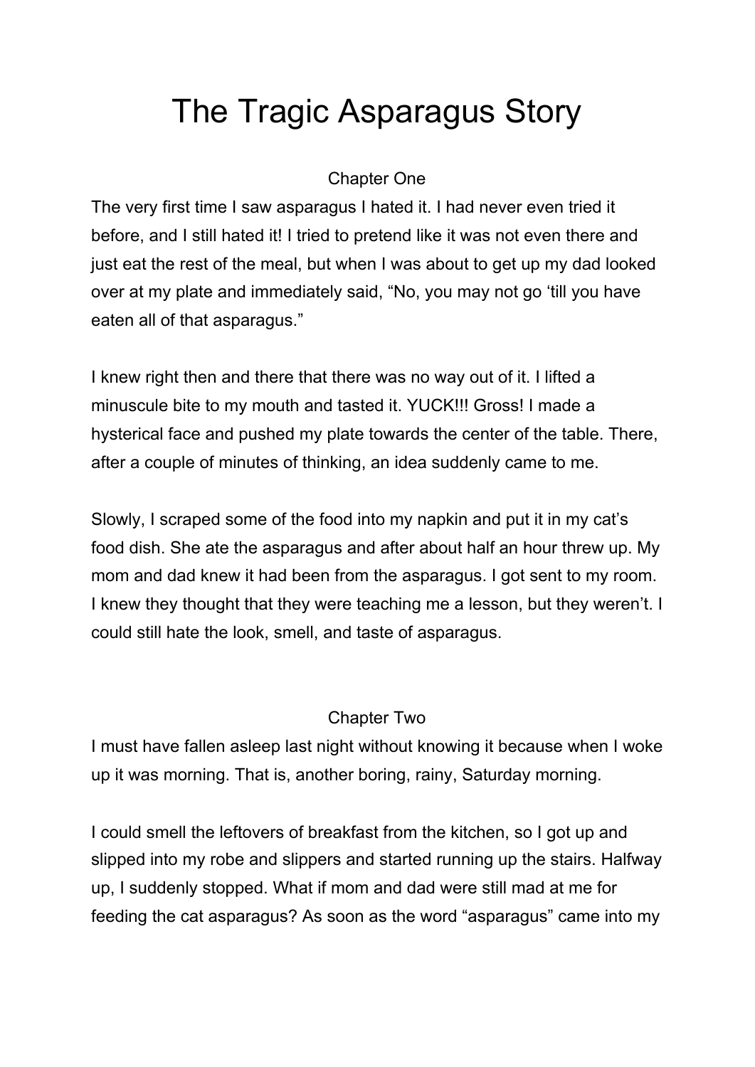# The Tragic Asparagus Story

## Chapter One

The very first time I saw asparagus I hated it. I had never even tried it before, and I still hated it! I tried to pretend like it was not even there and just eat the rest of the meal, but when I was about to get up my dad looked over at my plate and immediately said, “No, you may not go ‘till you have eaten all of that asparagus.”

I knew right then and there that there was no way out of it. I lifted a minuscule bite to my mouth and tasted it. YUCK!!! Gross! I made a hysterical face and pushed my plate towards the center of the table. There, after a couple of minutes of thinking, an idea suddenly came to me.

Slowly, I scraped some of the food into my napkin and put it in my cat’s food dish. She ate the asparagus and after about half an hour threw up. My mom and dad knew it had been from the asparagus. I got sent to my room. I knew they thought that they were teaching me a lesson, but they weren’t. I could still hate the look, smell, and taste of asparagus.

## Chapter Two

I must have fallen asleep last night without knowing it because when I woke up it was morning. That is, another boring, rainy, Saturday morning.

I could smell the leftovers of breakfast from the kitchen, so I got up and slipped into my robe and slippers and started running up the stairs. Halfway up, I suddenly stopped. What if mom and dad were still mad at me for feeding the cat asparagus? As soon as the word “asparagus” came into my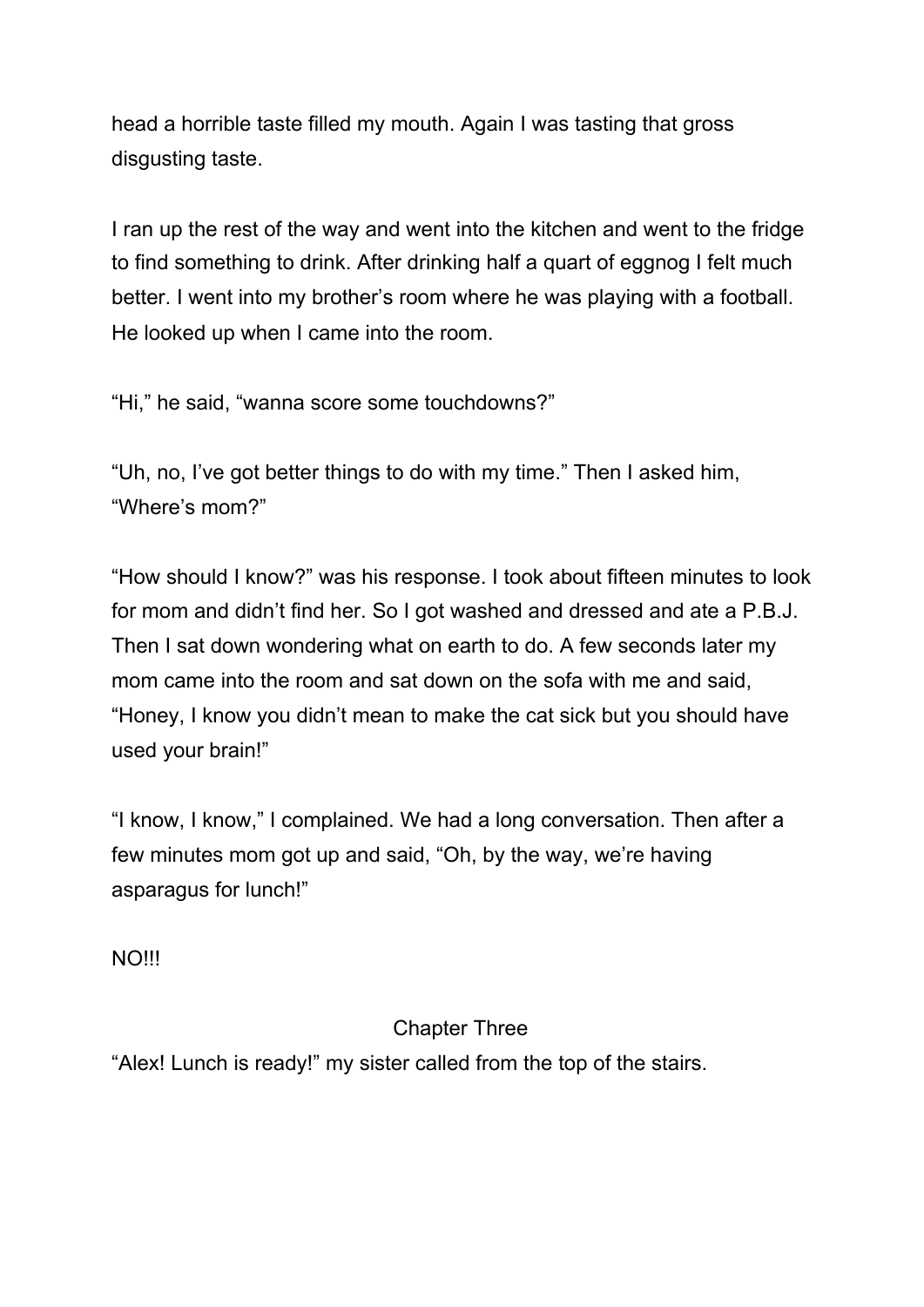head a horrible taste filled my mouth. Again I was tasting that gross disgusting taste.

I ran up the rest of the way and went into the kitchen and went to the fridge to find something to drink. After drinking half a quart of eggnog I felt much better. I went into my brother's room where he was playing with a football. He looked up when I came into the room.

"Hi," he said, "wanna score some touchdowns?"

"Uh, no, I've got better things to do with my time." Then I asked him, "Where's mom?"

"How should I know?" was his response. I took about fifteen minutes to look for mom and didn't find her. So I got washed and dressed and ate a P.B.J. Then I sat down wondering what on earth to do. A few seconds later my mom came into the room and sat down on the sofa with me and said, "Honey, I know you didn't mean to make the cat sick but you should have used your brain!"

"I know, I know," I complained. We had a long conversation. Then after a few minutes mom got up and said, "Oh, by the way, we're having asparagus for lunch!"

NO!!!

## Chapter Three

"Alex! Lunch is ready!" my sister called from the top of the stairs.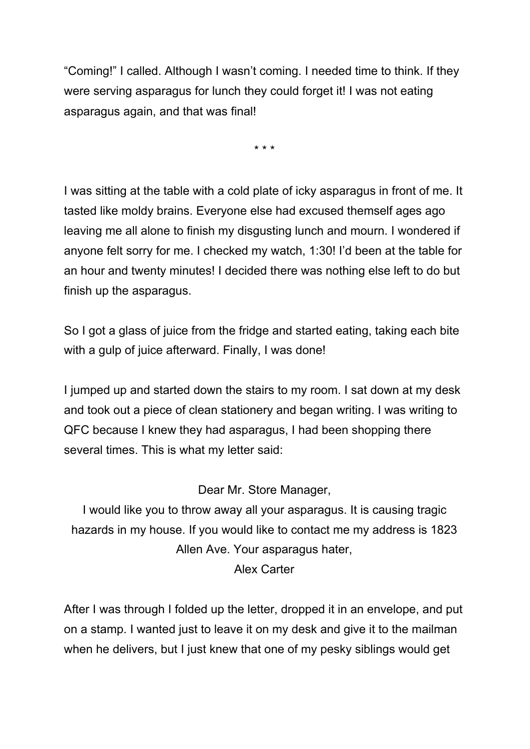"Coming!" I called. Although I wasn't coming. I needed time to think. If they were serving asparagus for lunch they could forget it! I was not eating asparagus again, and that was final!

* * *

I was sitting at the table with a cold plate of icky asparagus in front of me. It tasted like moldy brains. Everyone else had excused themself ages ago leaving me all alone to finish my disgusting lunch and mourn. I wondered if anyone felt sorry for me. I checked my watch, 1:30! I'd been at the table for an hour and twenty minutes! I decided there was nothing else left to do but finish up the asparagus.

So I got a glass of juice from the fridge and started eating, taking each bite with a gulp of juice afterward. Finally, I was done!

I jumped up and started down the stairs to my room. I sat down at my desk and took out a piece of clean stationery and began writing. I was writing to QFC because I knew they had asparagus, I had been shopping there several times. This is what my letter said:

Dear Mr. Store Manager,
I would like you to throw away all your asparagus. It is causing tragic hazards in my house. If you would like to contact me my address is 1823 Allen Ave. Your asparagus hater,
Alex Carter

After I was through I folded up the letter, dropped it in an envelope, and put on a stamp. I wanted just to leave it on my desk and give it to the mailman when he delivers, but I just knew that one of my pesky siblings would get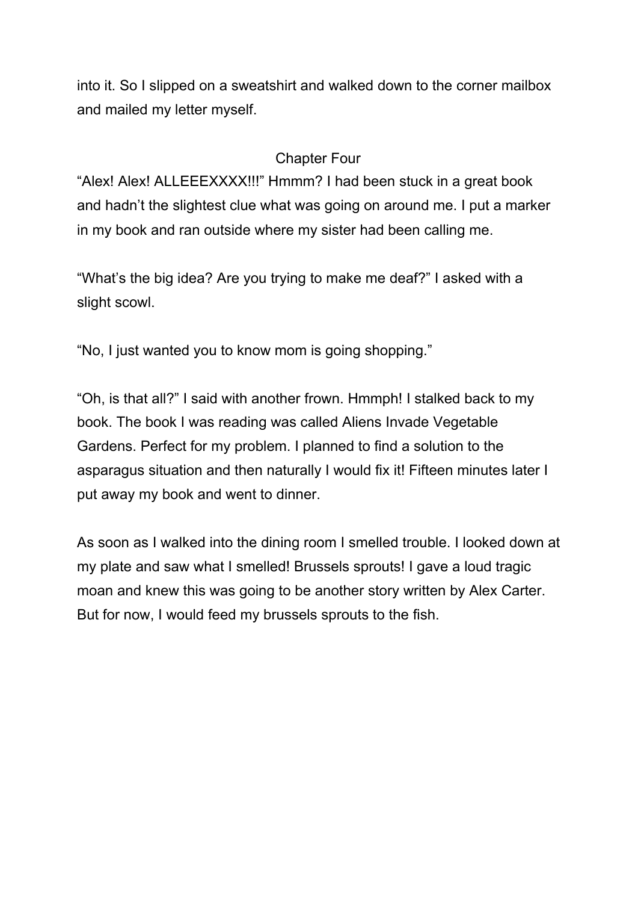into it. So I slipped on a sweatshirt and walked down to the corner mailbox and mailed my letter myself.

## Chapter Four

"Alex! Alex! ALLEEEXXXX!!!" Hmmm? I had been stuck in a great book and hadn't the slightest clue what was going on around me. I put a marker in my book and ran outside where my sister had been calling me.

"What's the big idea? Are you trying to make me deaf?" I asked with a slight scowl.

"No, I just wanted you to know mom is going shopping."

"Oh, is that all?" I said with another frown. Hmmph! I stalked back to my book. The book I was reading was called Aliens Invade Vegetable Gardens. Perfect for my problem. I planned to find a solution to the asparagus situation and then naturally I would fix it! Fifteen minutes later I put away my book and went to dinner.

As soon as I walked into the dining room I smelled trouble. I looked down at my plate and saw what I smelled! Brussels sprouts! I gave a loud tragic moan and knew this was going to be another story written by Alex Carter. But for now, I would feed my brussels sprouts to the fish.